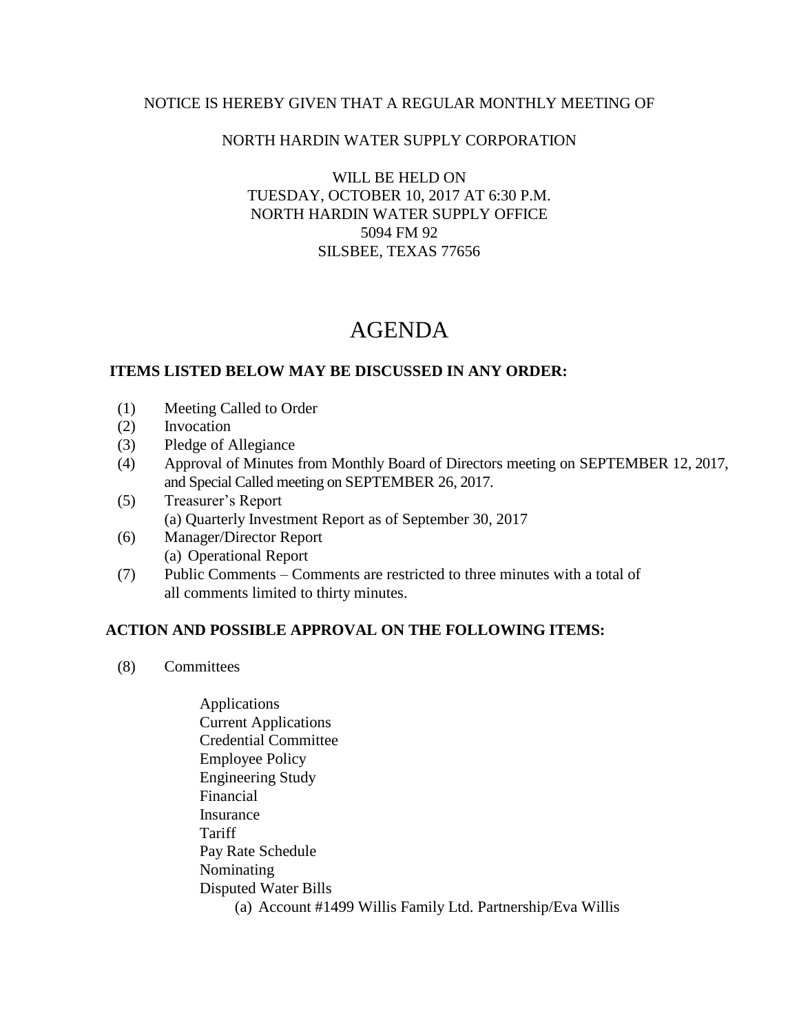NOTICE IS HEREBY GIVEN THAT A REGULAR MONTHLY MEETING OF

NORTH HARDIN WATER SUPPLY CORPORATION

WILL BE HELD ON
TUESDAY, OCTOBER 10, 2017 AT 6:30 P.M.
NORTH HARDIN WATER SUPPLY OFFICE
5094 FM 92
SILSBEE, TEXAS 77656

# AGENDA

**ITEMS LISTED BELOW MAY BE DISCUSSED IN ANY ORDER:**

(1) Meeting Called to Order
(2) Invocation
(3) Pledge of Allegiance
(4) Approval of Minutes from Monthly Board of Directors meeting on SEPTEMBER 12, 2017, and Special Called meeting on SEPTEMBER 26, 2017.
(5) Treasurer's Report
    (a) Quarterly Investment Report as of September 30, 2017
(6) Manager/Director Report
    (a) Operational Report
(7) Public Comments – Comments are restricted to three minutes with a total of all comments limited to thirty minutes.

**ACTION AND POSSIBLE APPROVAL ON THE FOLLOWING ITEMS:**

(8) Committees

- Applications
- Current Applications
- Credential Committee
- Employee Policy
- Engineering Study
- Financial
- Insurance
- Tariff
- Pay Rate Schedule
- Nominating
- Disputed Water Bills
    - (a) Account #1499 Willis Family Ltd. Partnership/Eva Willis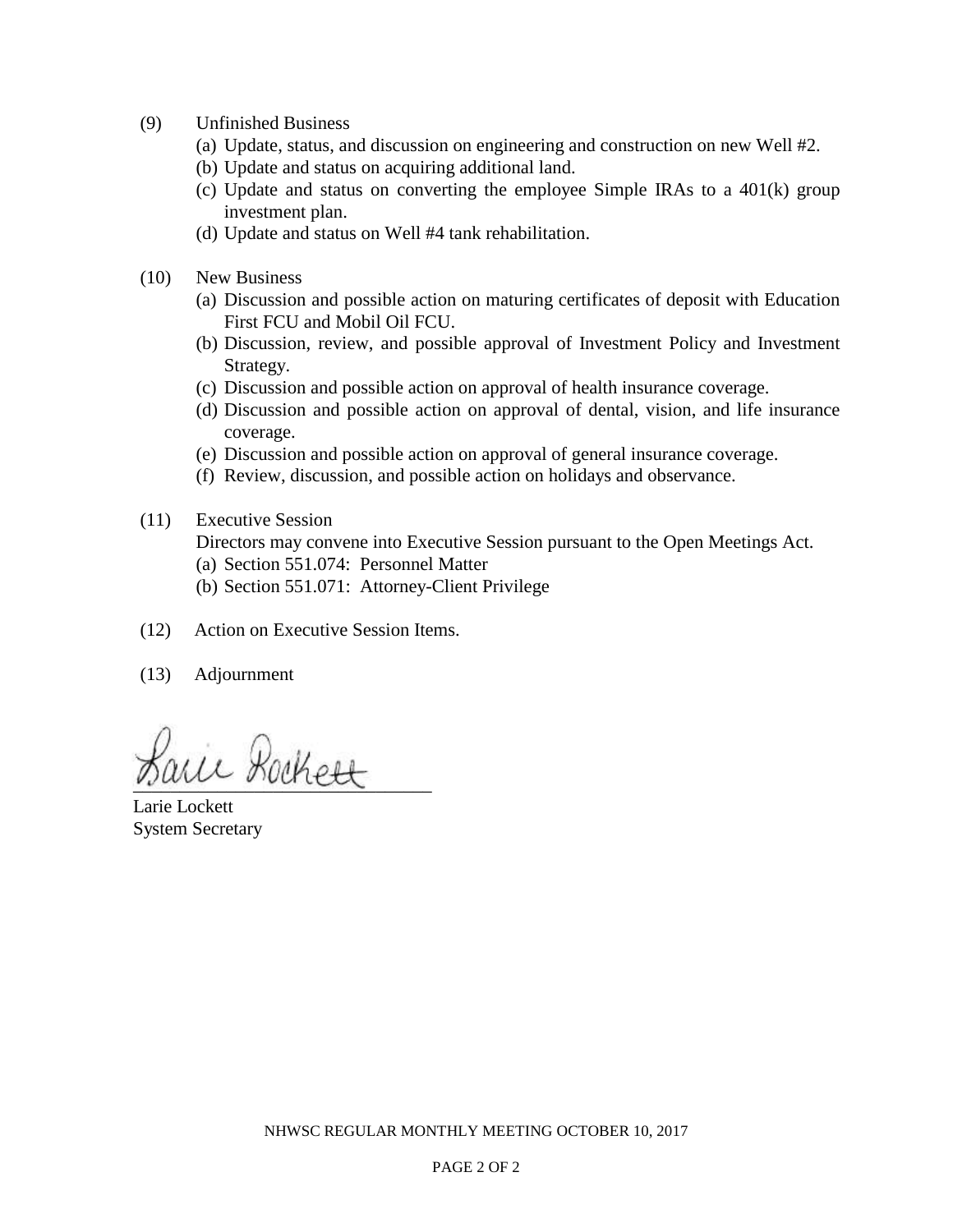(9) Unfinished Business

(a) Update, status, and discussion on engineering and construction on new Well #2.
(b) Update and status on acquiring additional land.
(c) Update and status on converting the employee Simple IRAs to a 401(k) group investment plan.
(d) Update and status on Well #4 tank rehabilitation.

(10) New Business

(a) Discussion and possible action on maturing certificates of deposit with Education First FCU and Mobil Oil FCU.
(b) Discussion, review, and possible approval of Investment Policy and Investment Strategy.
(c) Discussion and possible action on approval of health insurance coverage.
(d) Discussion and possible action on approval of dental, vision, and life insurance coverage.
(e) Discussion and possible action on approval of general insurance coverage.
(f) Review, discussion, and possible action on holidays and observance.

(11) Executive Session

Directors may convene into Executive Session pursuant to the Open Meetings Act.

(a) Section 551.074: Personnel Matter
(b) Section 551.071: Attorney-Client Privilege

(12) Action on Executive Session Items.

(13) Adjournment

Larie Lockett
System Secretary

NHWSC REGULAR MONTHLY MEETING OCTOBER 10, 2017